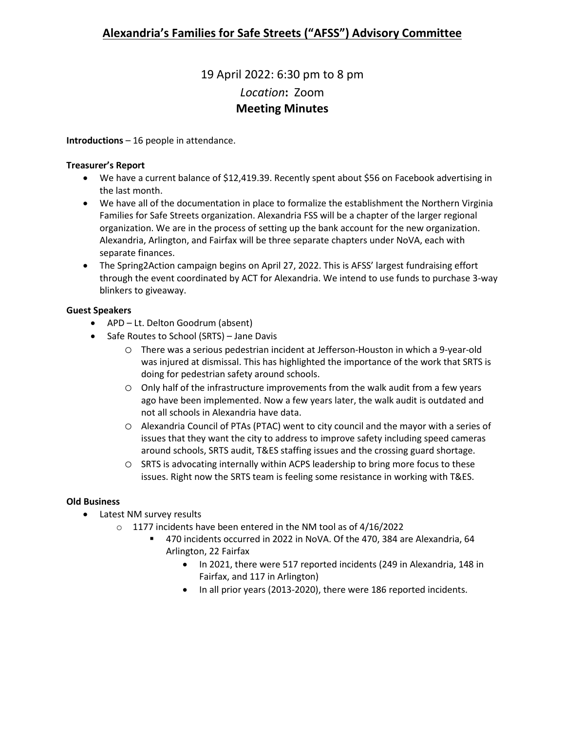# Alexandria's Families for Safe Streets ("AFSS") Advisory Committee

19 April 2022: 6:30 pm to 8 pm

*Location*: Zoom

**Meeting Minutes**

**Introductions** – 16 people in attendance.

**Treasurer's Report**

- We have a current balance of $12,419.39. Recently spent about $56 on Facebook advertising in the last month.
- We have all of the documentation in place to formalize the establishment the Northern Virginia Families for Safe Streets organization. Alexandria FSS will be a chapter of the larger regional organization. We are in the process of setting up the bank account for the new organization. Alexandria, Arlington, and Fairfax will be three separate chapters under NoVA, each with separate finances.
- The Spring2Action campaign begins on April 27, 2022. This is AFSS' largest fundraising effort through the event coordinated by ACT for Alexandria. We intend to use funds to purchase 3-way blinkers to giveaway.

**Guest Speakers**

- APD – Lt. Delton Goodrum (absent)
- Safe Routes to School (SRTS) – Jane Davis
  - There was a serious pedestrian incident at Jefferson-Houston in which a 9-year-old was injured at dismissal. This has highlighted the importance of the work that SRTS is doing for pedestrian safety around schools.
  - Only half of the infrastructure improvements from the walk audit from a few years ago have been implemented. Now a few years later, the walk audit is outdated and not all schools in Alexandria have data.
  - Alexandria Council of PTAs (PTAC) went to city council and the mayor with a series of issues that they want the city to address to improve safety including speed cameras around schools, SRTS audit, T&ES staffing issues and the crossing guard shortage.
  - SRTS is advocating internally within ACPS leadership to bring more focus to these issues. Right now the SRTS team is feeling some resistance in working with T&ES.

**Old Business**

- Latest NM survey results
  - 1177 incidents have been entered in the NM tool as of 4/16/2022
    - 470 incidents occurred in 2022 in NoVA. Of the 470, 384 are Alexandria, 64 Arlington, 22 Fairfax
      - In 2021, there were 517 reported incidents (249 in Alexandria, 148 in Fairfax, and 117 in Arlington)
      - In all prior years (2013-2020), there were 186 reported incidents.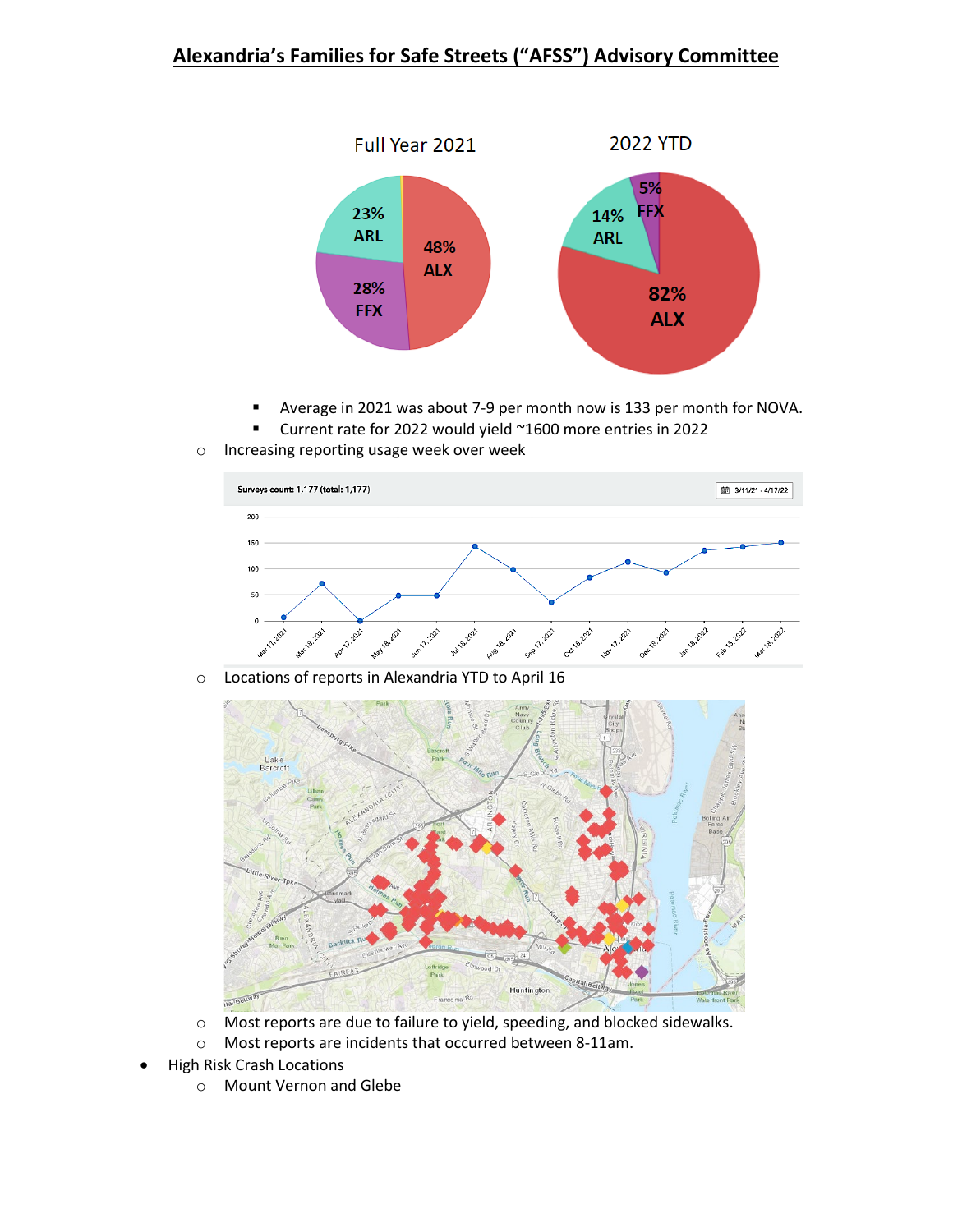## Alexandria's Families for Safe Streets ("AFSS") Advisory Committee

Full Year 2021: 48% ALX, 28% FFX, 23% ARL

2022 YTD: 82% ALX, 14% ARL, 5% FFX

- Average in 2021 was about 7-9 per month now is 133 per month for NOVA.
- Current rate for 2022 would yield ~1600 more entries in 2022

- Increasing reporting usage week over week

Surveys count: 1,177 (total: 1,177) — 3/11/21 - 4/17/22

- Locations of reports in Alexandria YTD to April 16

- Most reports are due to failure to yield, speeding, and blocked sidewalks.
- Most reports are incidents that occurred between 8-11am.

- High Risk Crash Locations
  - Mount Vernon and Glebe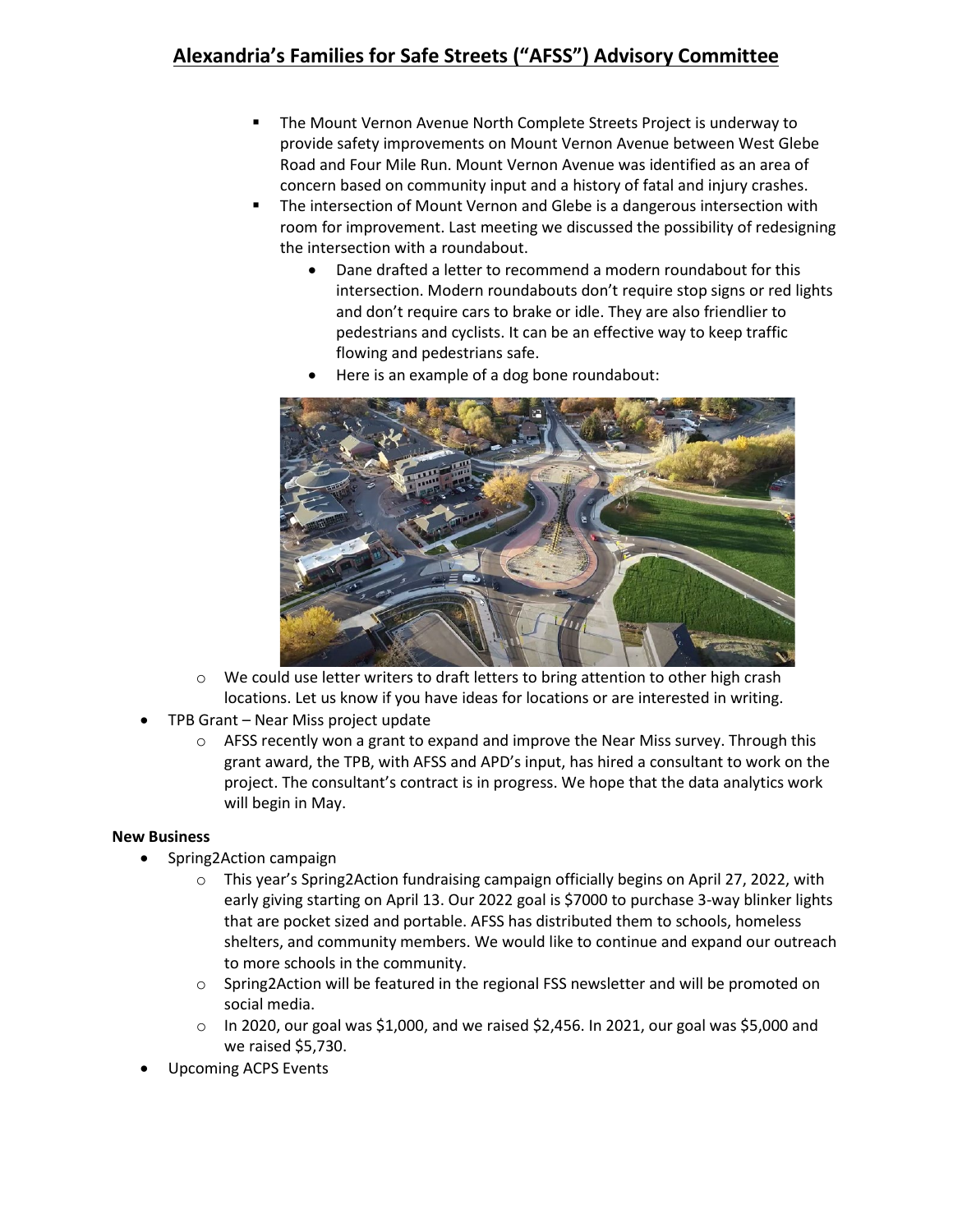# Alexandria's Families for Safe Streets ("AFSS") Advisory Committee

- The Mount Vernon Avenue North Complete Streets Project is underway to provide safety improvements on Mount Vernon Avenue between West Glebe Road and Four Mile Run. Mount Vernon Avenue was identified as an area of concern based on community input and a history of fatal and injury crashes.
- The intersection of Mount Vernon and Glebe is a dangerous intersection with room for improvement. Last meeting we discussed the possibility of redesigning the intersection with a roundabout.
    - Dane drafted a letter to recommend a modern roundabout for this intersection. Modern roundabouts don't require stop signs or red lights and don't require cars to brake or idle. They are also friendlier to pedestrians and cyclists. It can be an effective way to keep traffic flowing and pedestrians safe.
    - Here is an example of a dog bone roundabout:

- We could use letter writers to draft letters to bring attention to other high crash locations. Let us know if you have ideas for locations or are interested in writing.

- TPB Grant – Near Miss project update
    - AFSS recently won a grant to expand and improve the Near Miss survey. Through this grant award, the TPB, with AFSS and APD's input, has hired a consultant to work on the project. The consultant's contract is in progress. We hope that the data analytics work will begin in May.

**New Business**

- Spring2Action campaign
    - This year's Spring2Action fundraising campaign officially begins on April 27, 2022, with early giving starting on April 13. Our 2022 goal is $7000 to purchase 3-way blinker lights that are pocket sized and portable. AFSS has distributed them to schools, homeless shelters, and community members. We would like to continue and expand our outreach to more schools in the community.
    - Spring2Action will be featured in the regional FSS newsletter and will be promoted on social media.
    - In 2020, our goal was $1,000, and we raised $2,456. In 2021, our goal was $5,000 and we raised $5,730.
- Upcoming ACPS Events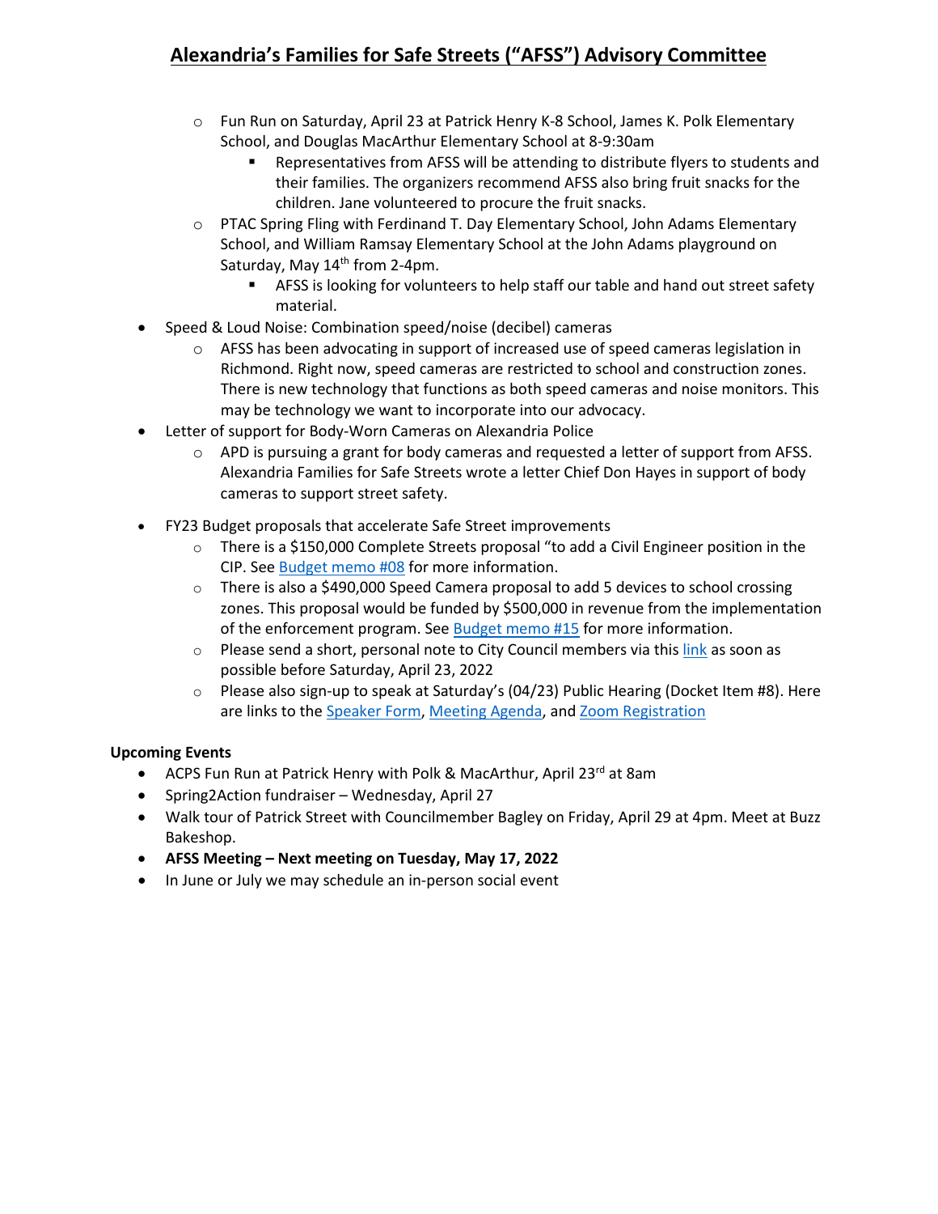- Fun Run on Saturday, April 23 at Patrick Henry K-8 School, James K. Polk Elementary School, and Douglas MacArthur Elementary School at 8-9:30am
  - Representatives from AFSS will be attending to distribute flyers to students and their families. The organizers recommend AFSS also bring fruit snacks for the children. Jane volunteered to procure the fruit snacks.
- PTAC Spring Fling with Ferdinand T. Day Elementary School, John Adams Elementary School, and William Ramsay Elementary School at the John Adams playground on Saturday, May 14th from 2-4pm.
  - AFSS is looking for volunteers to help staff our table and hand out street safety material.

- Speed & Loud Noise: Combination speed/noise (decibel) cameras
  - AFSS has been advocating in support of increased use of speed cameras legislation in Richmond. Right now, speed cameras are restricted to school and construction zones. There is new technology that functions as both speed cameras and noise monitors. This may be technology we want to incorporate into our advocacy.
- Letter of support for Body-Worn Cameras on Alexandria Police
  - APD is pursuing a grant for body cameras and requested a letter of support from AFSS. Alexandria Families for Safe Streets wrote a letter Chief Don Hayes in support of body cameras to support street safety.
- FY23 Budget proposals that accelerate Safe Street improvements
  - There is a $150,000 Complete Streets proposal "to add a Civil Engineer position in the CIP. See Budget memo #08 for more information.
  - There is also a $490,000 Speed Camera proposal to add 5 devices to school crossing zones. This proposal would be funded by $500,000 in revenue from the implementation of the enforcement program. See Budget memo #15 for more information.
  - Please send a short, personal note to City Council members via this link as soon as possible before Saturday, April 23, 2022
  - Please also sign-up to speak at Saturday's (04/23) Public Hearing (Docket Item #8). Here are links to the Speaker Form, Meeting Agenda, and Zoom Registration

**Upcoming Events**

- ACPS Fun Run at Patrick Henry with Polk & MacArthur, April 23rd at 8am
- Spring2Action fundraiser – Wednesday, April 27
- Walk tour of Patrick Street with Councilmember Bagley on Friday, April 29 at 4pm. Meet at Buzz Bakeshop.
- **AFSS Meeting – Next meeting on Tuesday, May 17, 2022**
- In June or July we may schedule an in-person social event